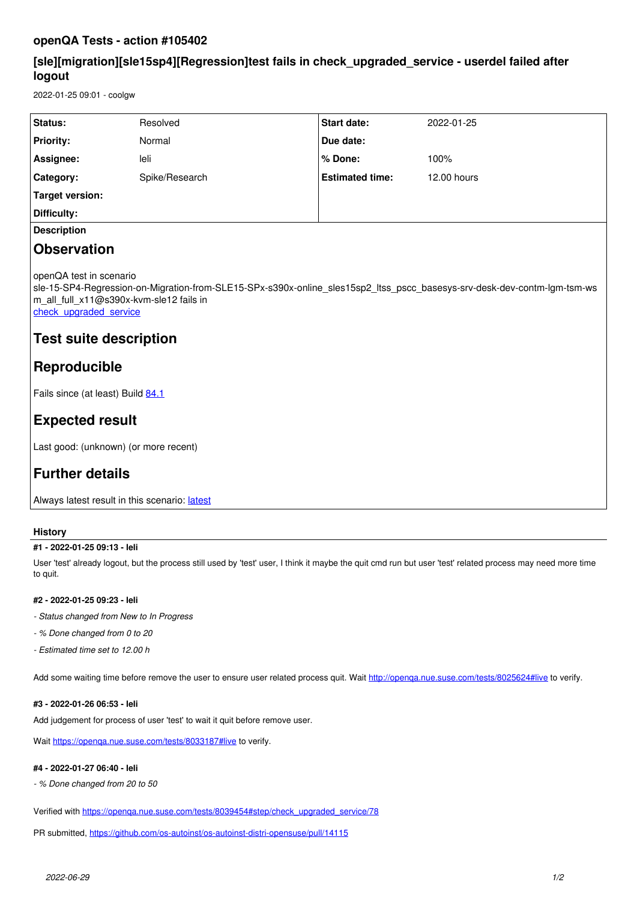# openQA Tests - action #105402

## [sle][migration][sle15sp4][Regression]test fails in check_upgraded_service - userdel failed after logout

2022-01-25 09:01 - coolgw

| Status: | Resolved | Start date: | 2022-01-25 |
|---|---|---|---|
| Priority: | Normal | Due date: | |
| Assignee: | leli | % Done: | 100% |
| Category: | Spike/Research | Estimated time: | 12.00 hours |
| Target version: | | | |
| Difficulty: | | | |

**Description**

# Observation

openQA test in scenario sle-15-SP4-Regression-on-Migration-from-SLE15-SPx-s390x-online_sles15sp2_ltss_pscc_basesys-srv-desk-dev-contm-lgm-tsm-wsm_all_full_x11@s390x-kvm-sle12 fails in check_upgraded_service

# Test suite description

# Reproducible

Fails since (at least) Build 84.1

# Expected result

Last good: (unknown) (or more recent)

# Further details

Always latest result in this scenario: latest

### History

#### #1 - 2022-01-25 09:13 - leli

User 'test' already logout, but the process still used by 'test' user, I think it maybe the quit cmd run but user 'test' related process may need more time to quit.

#### #2 - 2022-01-25 09:23 - leli

- *Status changed from New to In Progress*
- *% Done changed from 0 to 20*
- *Estimated time set to 12.00 h*

Add some waiting time before remove the user to ensure user related process quit. Wait http://openqa.nue.suse.com/tests/8025624#live to verify.

#### #3 - 2022-01-26 06:53 - leli

Add judgement for process of user 'test' to wait it quit before remove user.

Wait https://openqa.nue.suse.com/tests/8033187#live to verify.

#### #4 - 2022-01-27 06:40 - leli

- *% Done changed from 20 to 50*

Verified with https://openqa.nue.suse.com/tests/8039454#step/check_upgraded_service/78

PR submitted, https://github.com/os-autoinst/os-autoinst-distri-opensuse/pull/14115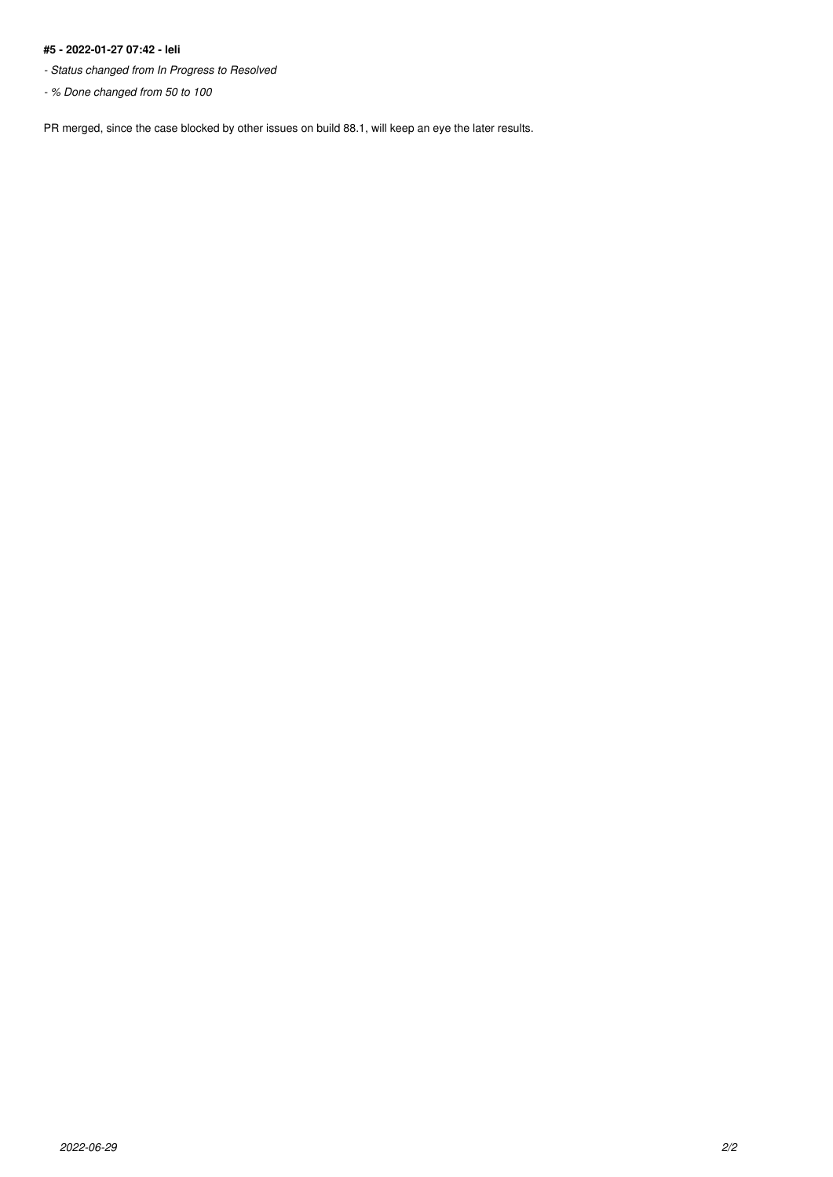**#5 - 2022-01-27 07:42 - leli**

- *Status changed from In Progress to Resolved*
- *% Done changed from 50 to 100*

PR merged, since the case blocked by other issues on build 88.1, will keep an eye the later results.